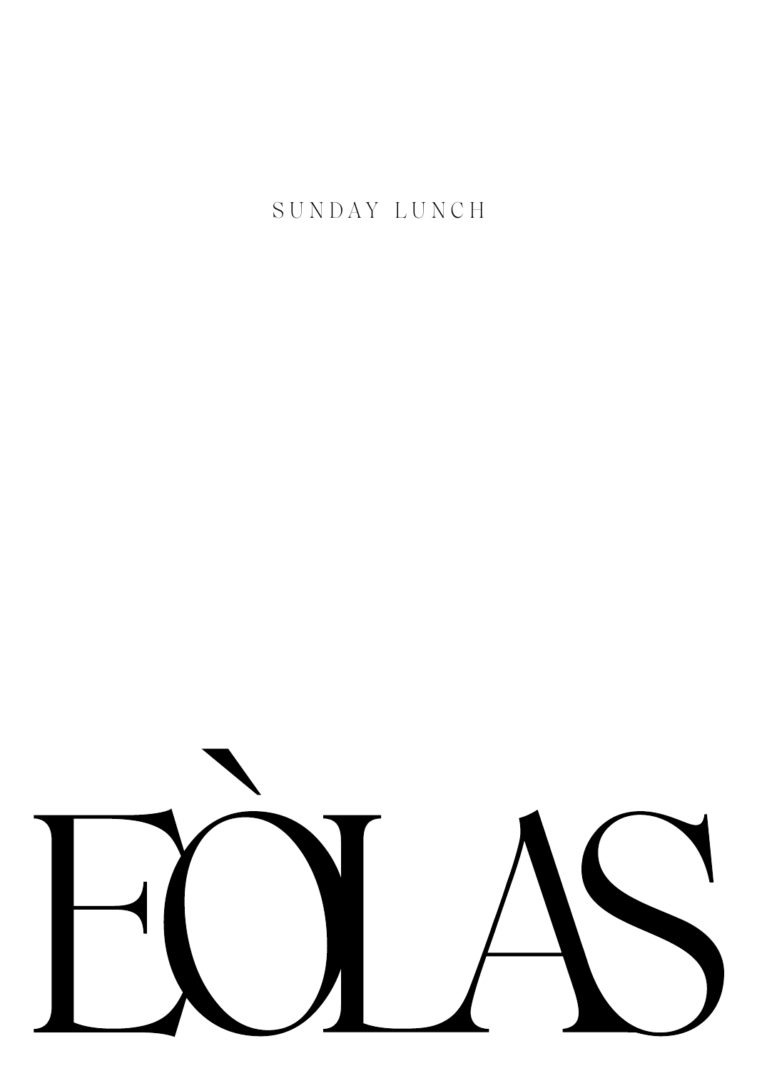SUNDAY LUNCH

# EÒLAS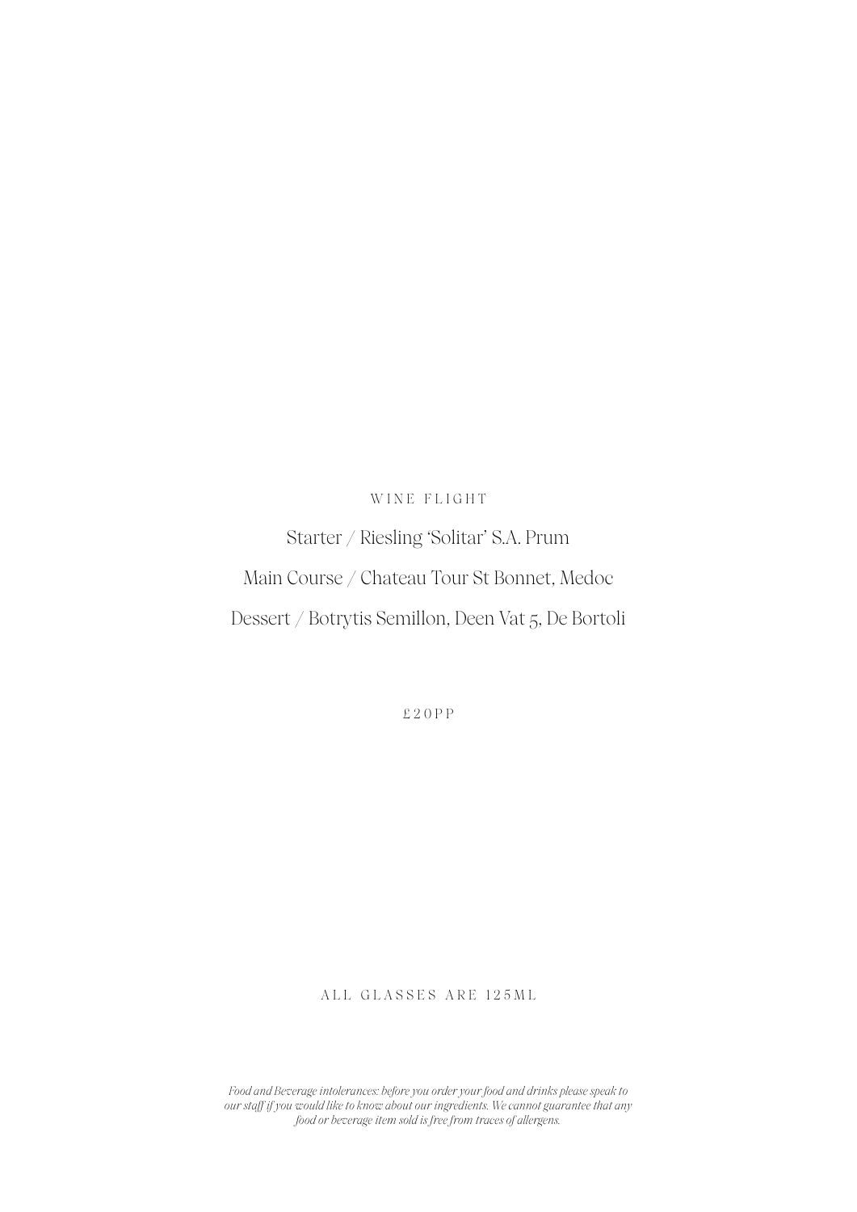## WINE FLIGHT

Starter / Riesling 'Solitar' S.A. Prum

Main Course / Chateau Tour St Bonnet, Medoc

Dessert / Botrytis Semillon, Deen Vat 5, De Bortoli

£20PP

ALL GLASSES ARE 125ML

*Food and Beverage intolerances: before you order your food and drinks please speak to our staff if you would like to know about our ingredients. We cannot guarantee that any food or beverage item sold is free from traces of allergens.*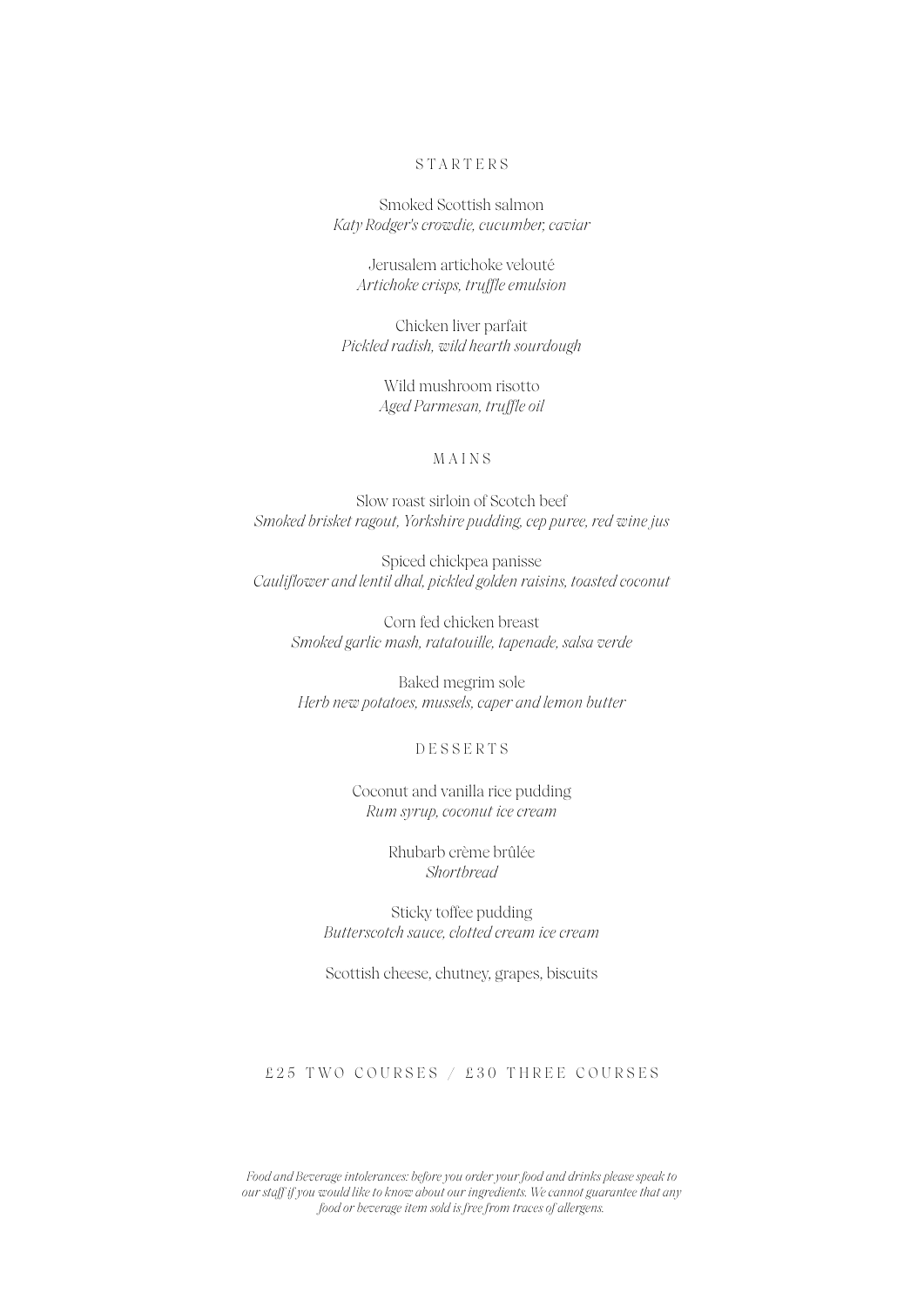## STARTERS

Smoked Scottish salmon
*Katy Rodger's crowdie, cucumber, caviar*

Jerusalem artichoke velouté
*Artichoke crisps, truffle emulsion*

Chicken liver parfait
*Pickled radish, wild hearth sourdough*

Wild mushroom risotto
*Aged Parmesan, truffle oil*

## MAINS

Slow roast sirloin of Scotch beef
*Smoked brisket ragout, Yorkshire pudding, cep puree, red wine jus*

Spiced chickpea panisse
*Cauliflower and lentil dhal, pickled golden raisins, toasted coconut*

Corn fed chicken breast
*Smoked garlic mash, ratatouille, tapenade, salsa verde*

Baked megrim sole
*Herb new potatoes, mussels, caper and lemon butter*

## DESSERTS

Coconut and vanilla rice pudding
*Rum syrup, coconut ice cream*

Rhubarb crème brûlée
*Shortbread*

Sticky toffee pudding
*Butterscotch sauce, clotted cream ice cream*

Scottish cheese, chutney, grapes, biscuits

£25 TWO COURSES / £30 THREE COURSES

*Food and Beverage intolerances: before you order your food and drinks please speak to our staff if you would like to know about our ingredients. We cannot guarantee that any food or beverage item sold is free from traces of allergens.*